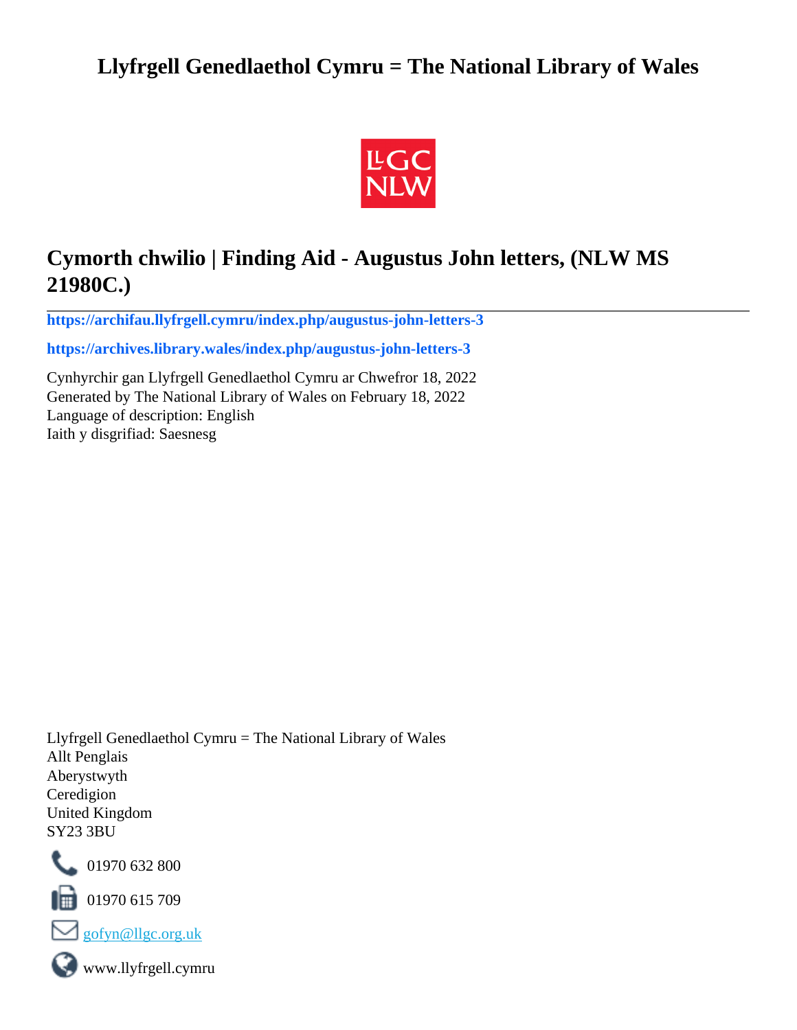# Llyfrgell Genedlaethol Cymru = The National Library of Wales

LLGC NLW

## Cymorth chwilio | Finding Aid - Augustus John letters, (NLW MS 21980C.)

**https://archifau.llyfrgell.cymru/index.php/augustus-john-letters-3**

**https://archives.library.wales/index.php/augustus-john-letters-3**

Cynhyrchir gan Llyfrgell Genedlaethol Cymru ar Chwefror 18, 2022
Generated by The National Library of Wales on February 18, 2022
Language of description: English
Iaith y disgrifiad: Saesnesg

Llyfrgell Genedlaethol Cymru = The National Library of Wales
Allt Penglais
Aberystwyth
Ceredigion
United Kingdom
SY23 3BU

01970 632 800

01970 615 709

gofyn@llgc.org.uk

www.llyfrgell.cymru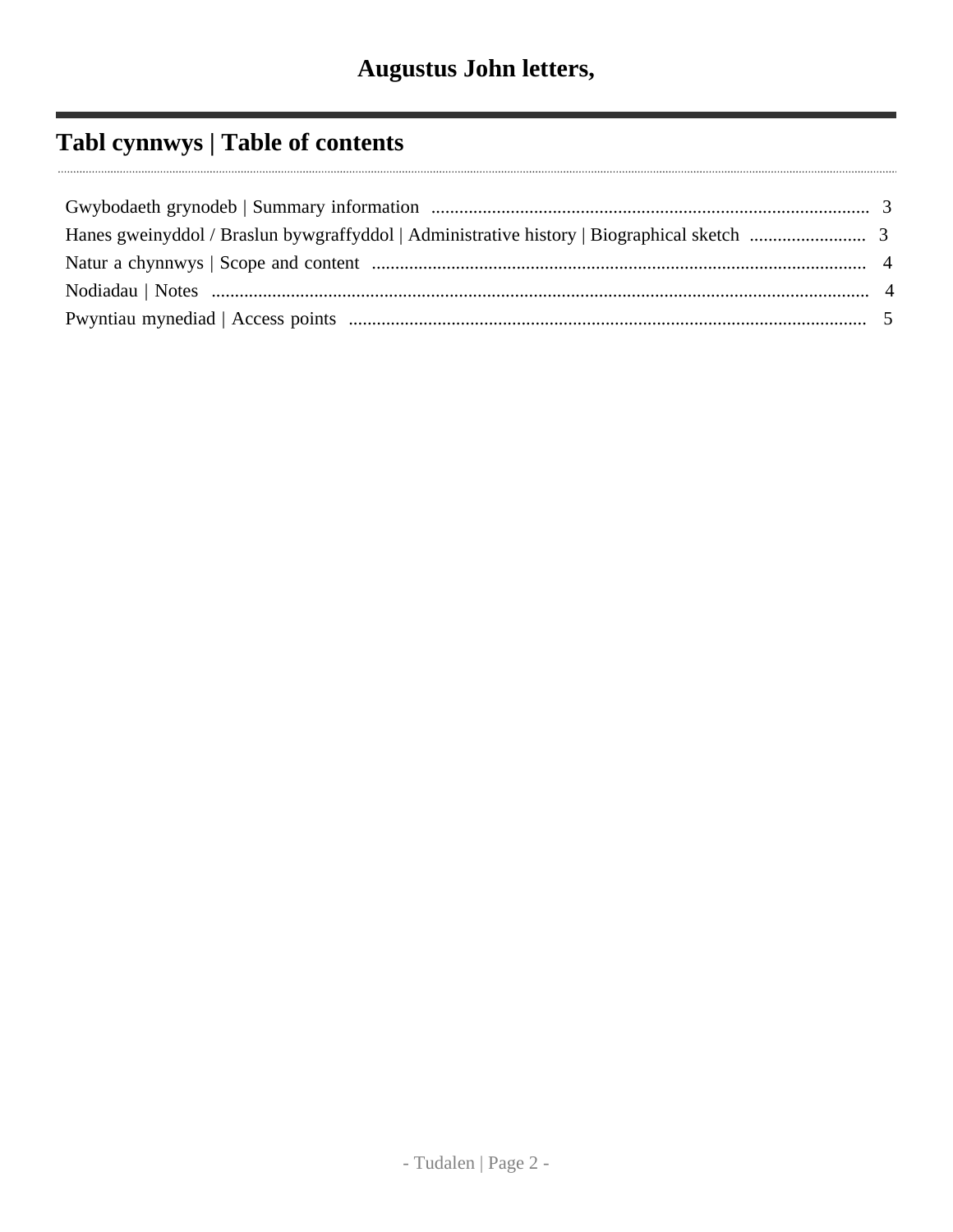# Augustus John letters,

## Tabl cynnwys | Table of contents

Gwybodaeth grynodeb | Summary information .......... 3

Hanes gweinyddol / Braslun bywgraffyddol | Administrative history | Biographical sketch .......... 3

Natur a chynnwys | Scope and content .......... 4

Nodiadau | Notes .......... 4

Pwyntiau mynediad | Access points .......... 5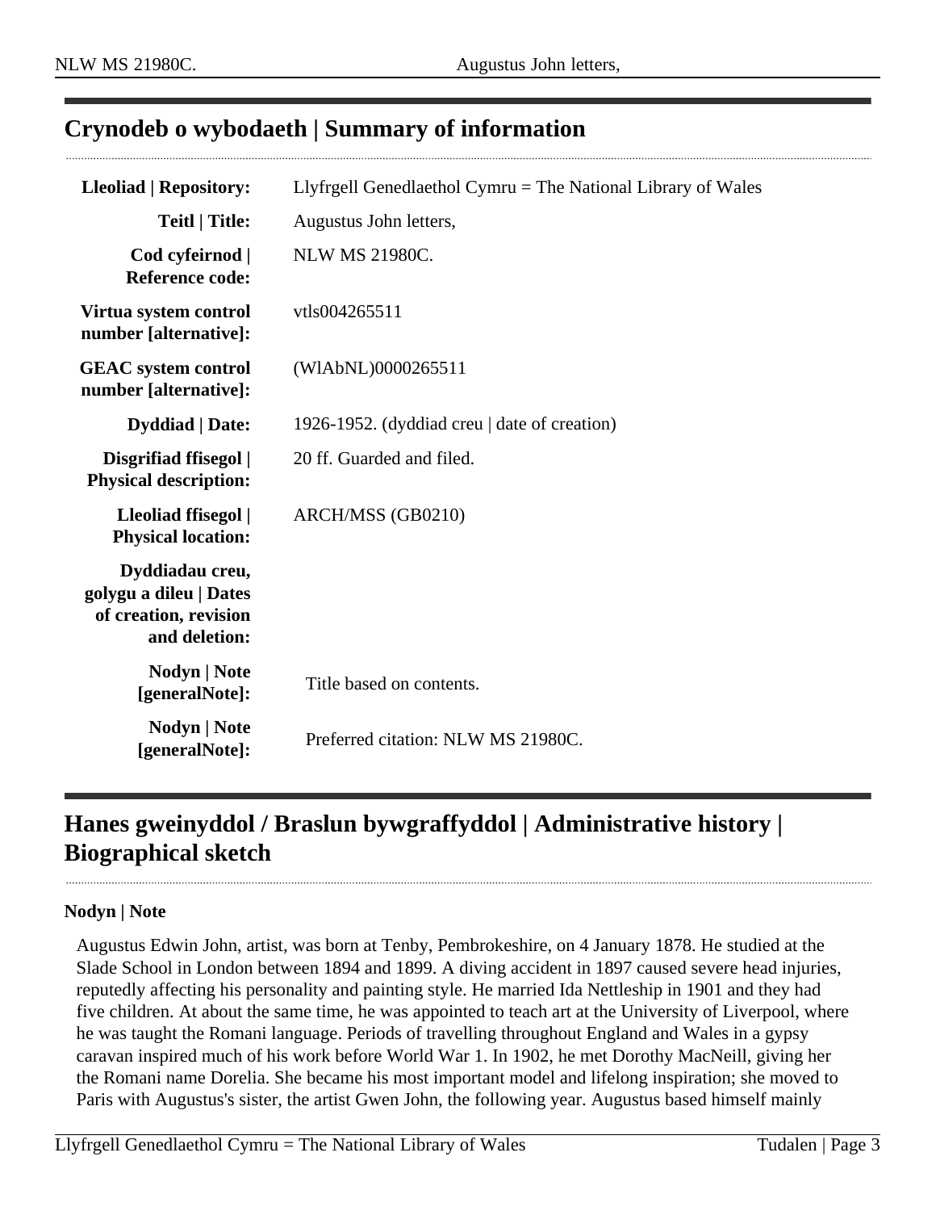## Crynodeb o wybodaeth | Summary of information

| | |
|---|---|
| **Lleoliad \| Repository:** | Llyfrgell Genedlaethol Cymru = The National Library of Wales |
| **Teitl \| Title:** | Augustus John letters, |
| **Cod cyfeirnod \| Reference code:** | NLW MS 21980C. |
| **Virtua system control number [alternative]:** | vtls004265511 |
| **GEAC system control number [alternative]:** | (WlAbNL)0000265511 |
| **Dyddiad \| Date:** | 1926-1952. (dyddiad creu \| date of creation) |
| **Disgrifiad ffisegol \| Physical description:** | 20 ff. Guarded and filed. |
| **Lleoliad ffisegol \| Physical location:** | ARCH/MSS (GB0210) |
| **Dyddiadau creu, golygu a dileu \| Dates of creation, revision and deletion:** | |
| **Nodyn \| Note [generalNote]:** | Title based on contents. |
| **Nodyn \| Note [generalNote]:** | Preferred citation: NLW MS 21980C. |

## Hanes gweinyddol / Braslun bywgraffyddol | Administrative history | Biographical sketch

**Nodyn | Note**

Augustus Edwin John, artist, was born at Tenby, Pembrokeshire, on 4 January 1878. He studied at the Slade School in London between 1894 and 1899. A diving accident in 1897 caused severe head injuries, reputedly affecting his personality and painting style. He married Ida Nettleship in 1901 and they had five children. At about the same time, he was appointed to teach art at the University of Liverpool, where he was taught the Romani language. Periods of travelling throughout England and Wales in a gypsy caravan inspired much of his work before World War 1. In 1902, he met Dorothy MacNeill, giving her the Romani name Dorelia. She became his most important model and lifelong inspiration; she moved to Paris with Augustus's sister, the artist Gwen John, the following year. Augustus based himself mainly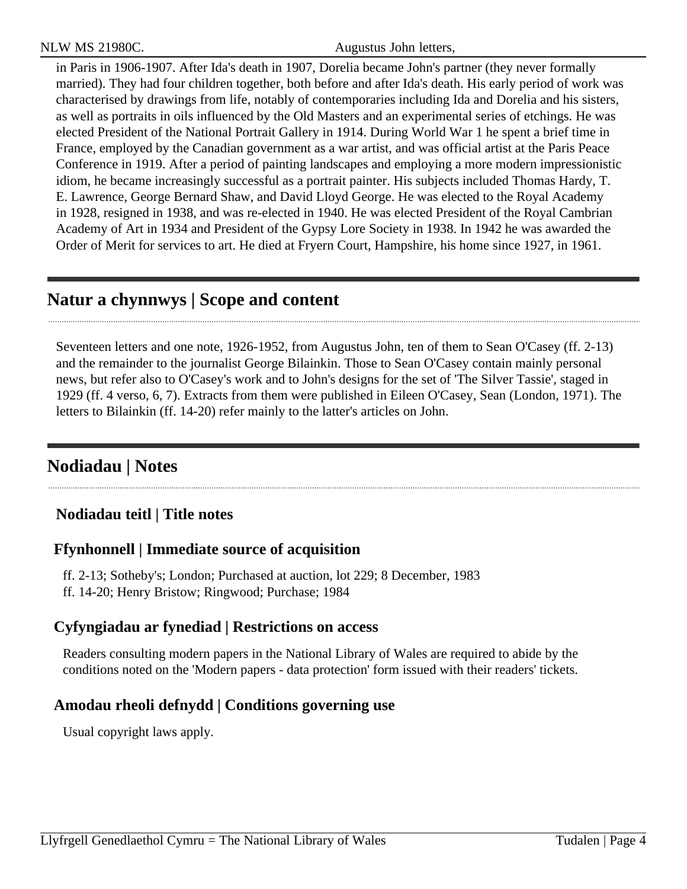in Paris in 1906-1907. After Ida's death in 1907, Dorelia became John's partner (they never formally married). They had four children together, both before and after Ida's death. His early period of work was characterised by drawings from life, notably of contemporaries including Ida and Dorelia and his sisters, as well as portraits in oils influenced by the Old Masters and an experimental series of etchings. He was elected President of the National Portrait Gallery in 1914. During World War 1 he spent a brief time in France, employed by the Canadian government as a war artist, and was official artist at the Paris Peace Conference in 1919. After a period of painting landscapes and employing a more modern impressionistic idiom, he became increasingly successful as a portrait painter. His subjects included Thomas Hardy, T. E. Lawrence, George Bernard Shaw, and David Lloyd George. He was elected to the Royal Academy in 1928, resigned in 1938, and was re-elected in 1940. He was elected President of the Royal Cambrian Academy of Art in 1934 and President of the Gypsy Lore Society in 1938. In 1942 he was awarded the Order of Merit for services to art. He died at Fryern Court, Hampshire, his home since 1927, in 1961.

## Natur a chynnwys | Scope and content

Seventeen letters and one note, 1926-1952, from Augustus John, ten of them to Sean O'Casey (ff. 2-13) and the remainder to the journalist George Bilainkin. Those to Sean O'Casey contain mainly personal news, but refer also to O'Casey's work and to John's designs for the set of 'The Silver Tassie', staged in 1929 (ff. 4 verso, 6, 7). Extracts from them were published in Eileen O'Casey, Sean (London, 1971). The letters to Bilainkin (ff. 14-20) refer mainly to the latter's articles on John.

## Nodiadau | Notes

### Nodiadau teitl | Title notes

### Ffynhonnell | Immediate source of acquisition

ff. 2-13; Sotheby's; London; Purchased at auction, lot 229; 8 December, 1983
ff. 14-20; Henry Bristow; Ringwood; Purchase; 1984

### Cyfyngiadau ar fynediad | Restrictions on access

Readers consulting modern papers in the National Library of Wales are required to abide by the conditions noted on the 'Modern papers - data protection' form issued with their readers' tickets.

### Amodau rheoli defnydd | Conditions governing use

Usual copyright laws apply.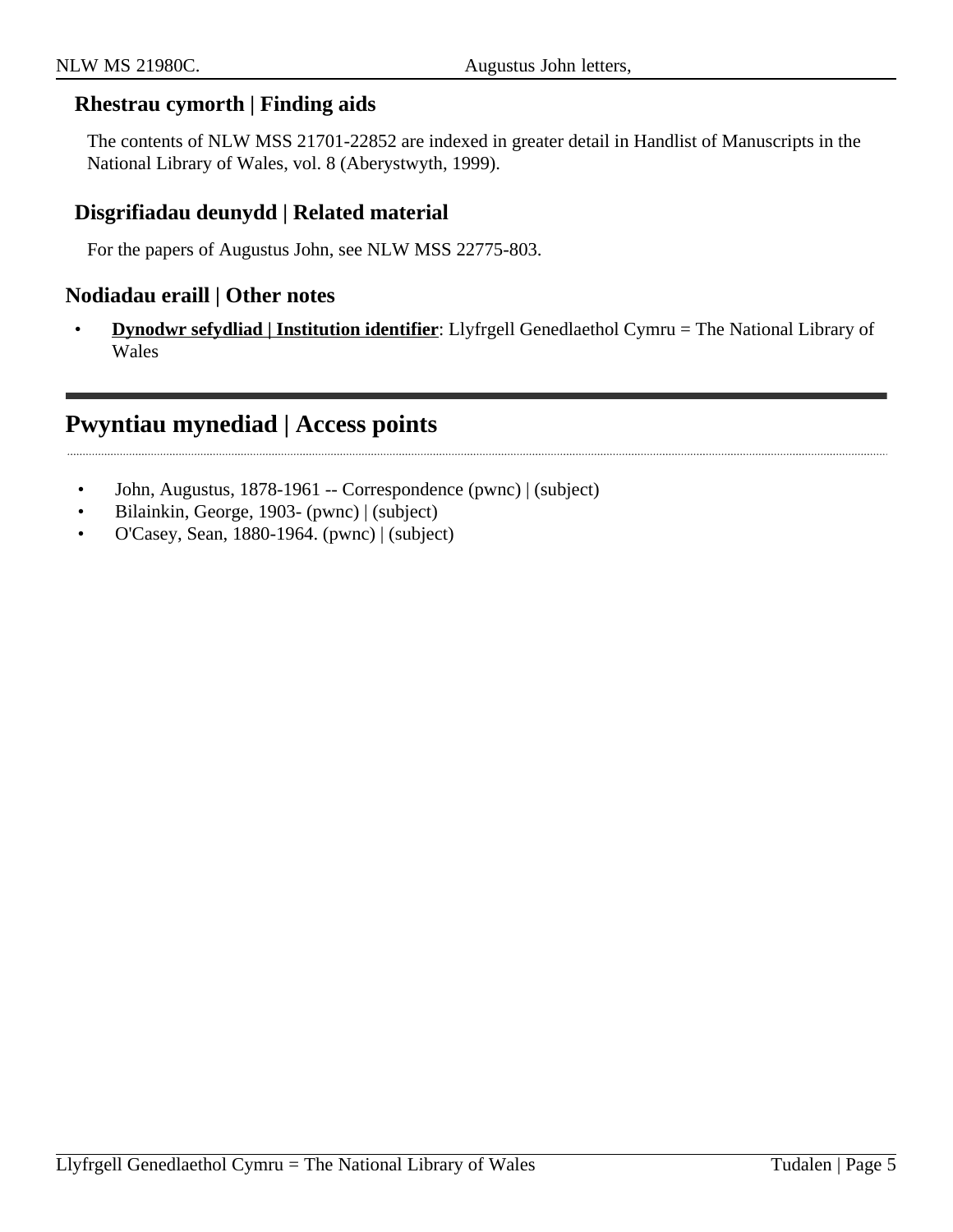### Rhestrau cymorth | Finding aids

The contents of NLW MSS 21701-22852 are indexed in greater detail in Handlist of Manuscripts in the National Library of Wales, vol. 8 (Aberystwyth, 1999).

### Disgrifiadau deunydd | Related material

For the papers of Augustus John, see NLW MSS 22775-803.

### Nodiadau eraill | Other notes

- **Dynodwr sefydliad | Institution identifier**: Llyfrgell Genedlaethol Cymru = The National Library of Wales

## Pwyntiau mynediad | Access points

- John, Augustus, 1878-1961 -- Correspondence (pwnc) | (subject)
- Bilainkin, George, 1903- (pwnc) | (subject)
- O'Casey, Sean, 1880-1964. (pwnc) | (subject)